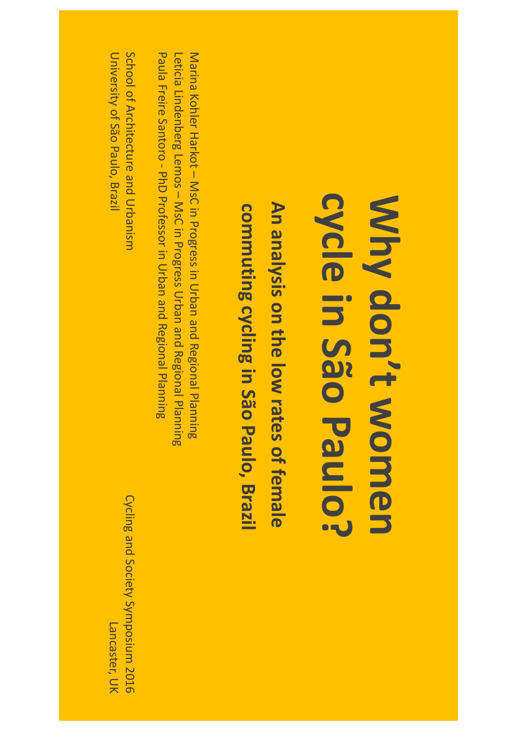# Why don't women cycle in São Paulo?

## An analysis on the low rates of female commuting cycling in São Paulo, Brazil

Marina Kohler Harkot – MsC in Progress in Urban and Regional Planning
Leticia Lindenberg Lemos – MsC in Progress Urban and Regional Planning
Paula Freire Santoro - PhD Professor in Urban and Regional Planning

School of Architecture and Urbanism
University of São Paulo, Brazil

Cycling and Society Symposium 2016
Lancaster, UK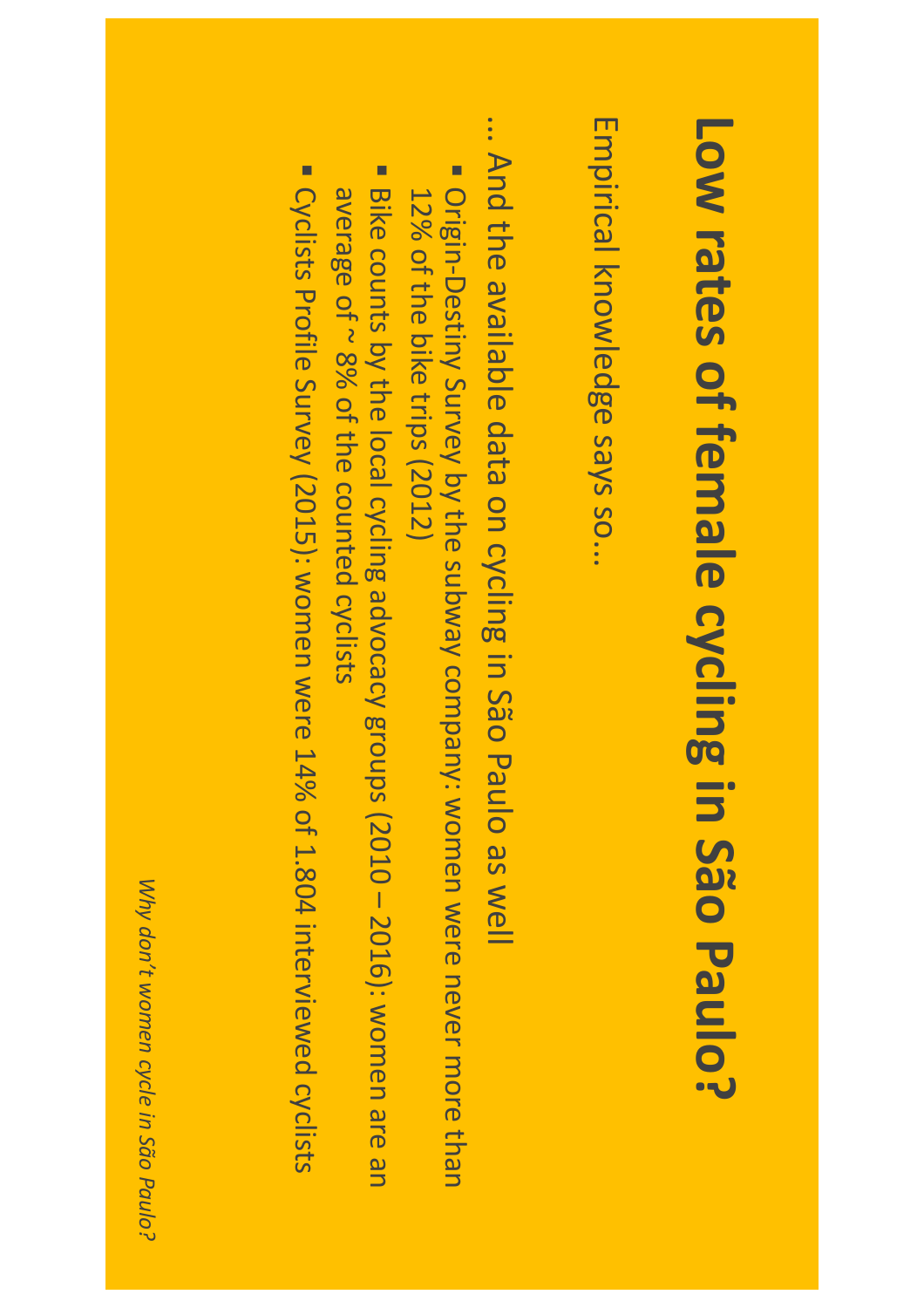# Low rates of female cycling in São Paulo?

Empirical knowledge says so...

... And the available data on cycling in São Paulo as well

- Origin-Destiny Survey by the subway company: women were never more than 12% of the bike trips (2012)
- Bike counts by the local cycling advocacy groups (2010 – 2016): women are an average of ~ 8% of the counted cyclists
- Cyclists Profile Survey (2015): women were 14% of 1.804 interviewed cyclists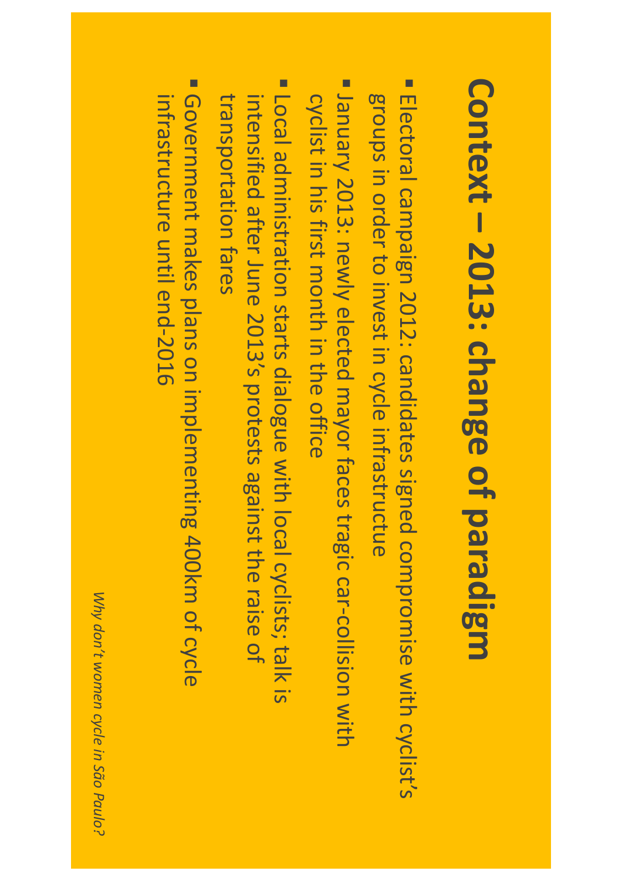# Context – 2013: change of paradigm

- Electoral campaign 2012: candidates signed compromise with cyclist's groups in order to invest in cycle infrastructue
- January 2013: newly elected mayor faces tragic car-collision with cyclist in his first month in the office
- Local administration starts dialogue with local cyclists; talk is intensified after June 2013's protests against the raise of transportation fares
- Government makes plans on implementing 400km of cycle infrastructure until end-2016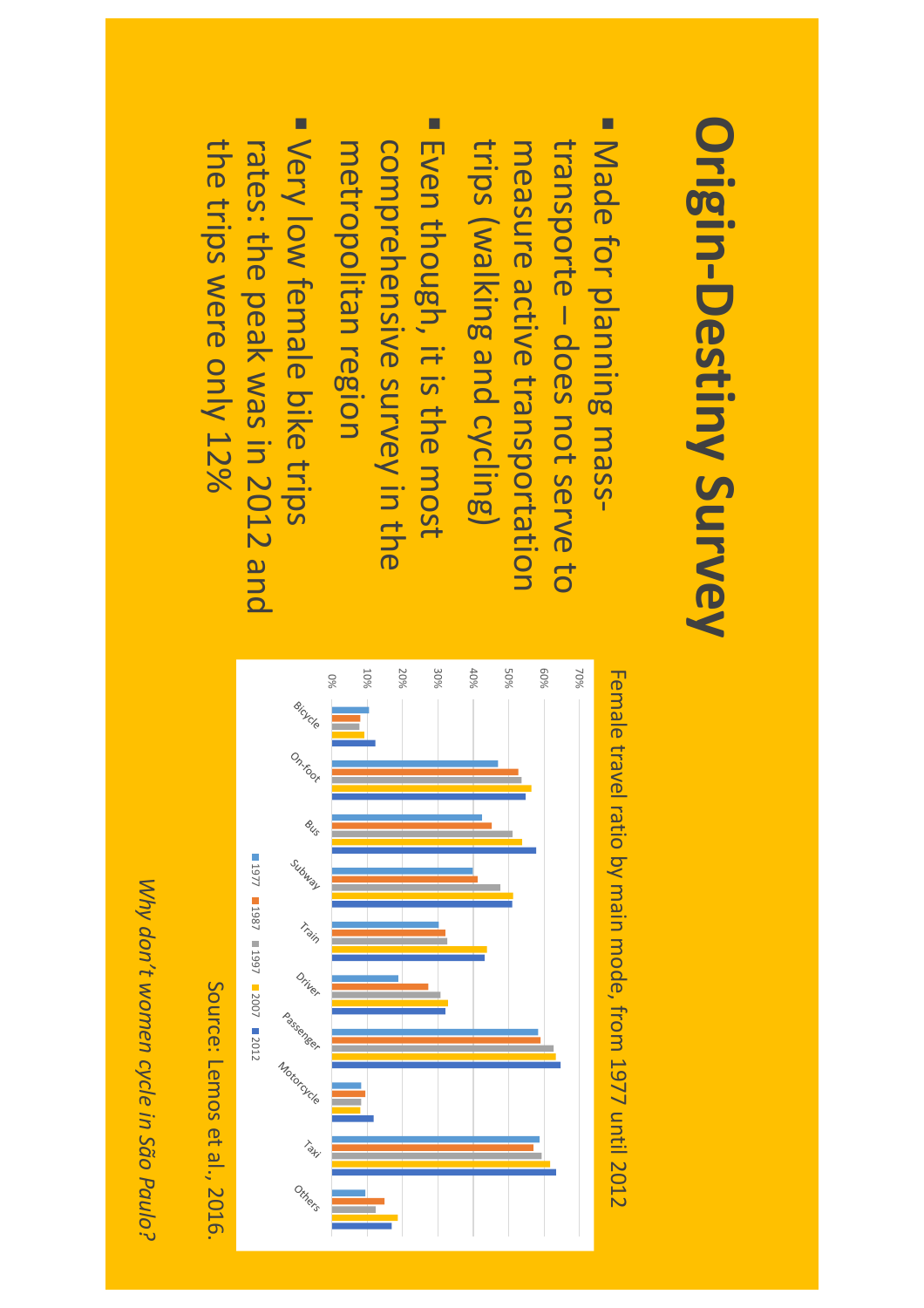# Origin-Destiny Survey

- Made for planning mass-transporte – does not serve to measure active transportation trips (walking and cycling)
- Even though, it is the most comprehensive survey in the metropolitan region
- Very low female bike trips rates: the peak was in 2012 and the trips were only 12%

Female travel ratio by main mode, from 1977 until 2012

Source: Lemos et al., 2016.

*Why don't women cycle in São Paulo?*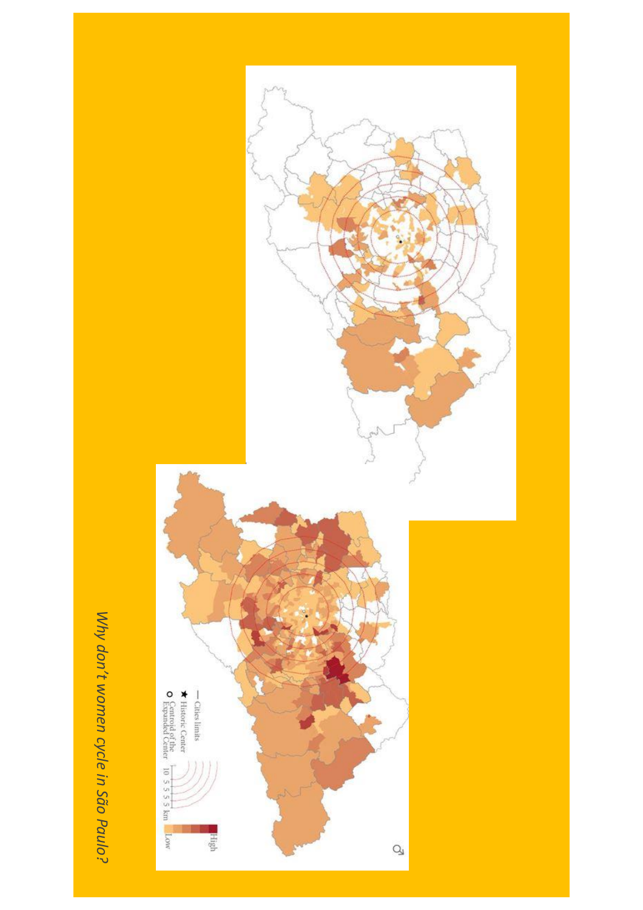*Why don't women cycle in São Paulo?*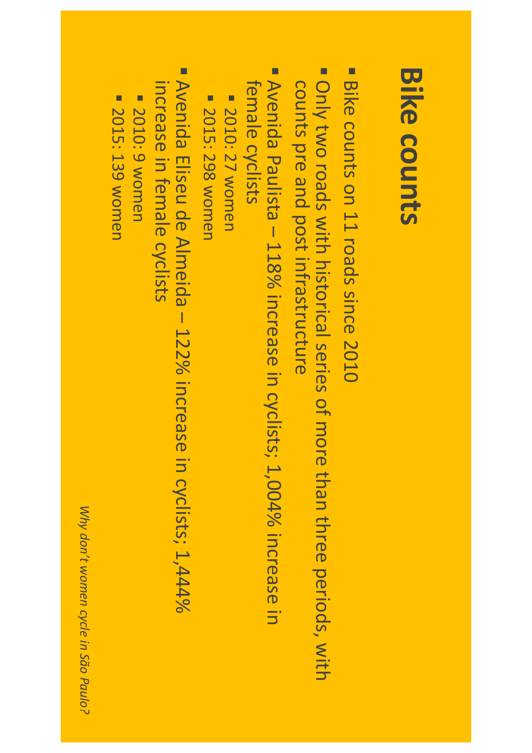# Bike counts

- Bike counts on 11 roads since 2010
- Only two roads with historical series of more than three periods, with counts pre and post infrastructure
- Avenida Paulista – 118% increase in cyclists; 1,004% increase in female cyclists
  - 2010: 27 women
  - 2015: 298 women
- Avenida Eliseu de Almeida – 122% increase in cyclists; 1,444% increase in female cyclists
  - 2010: 9 women
  - 2015: 139 women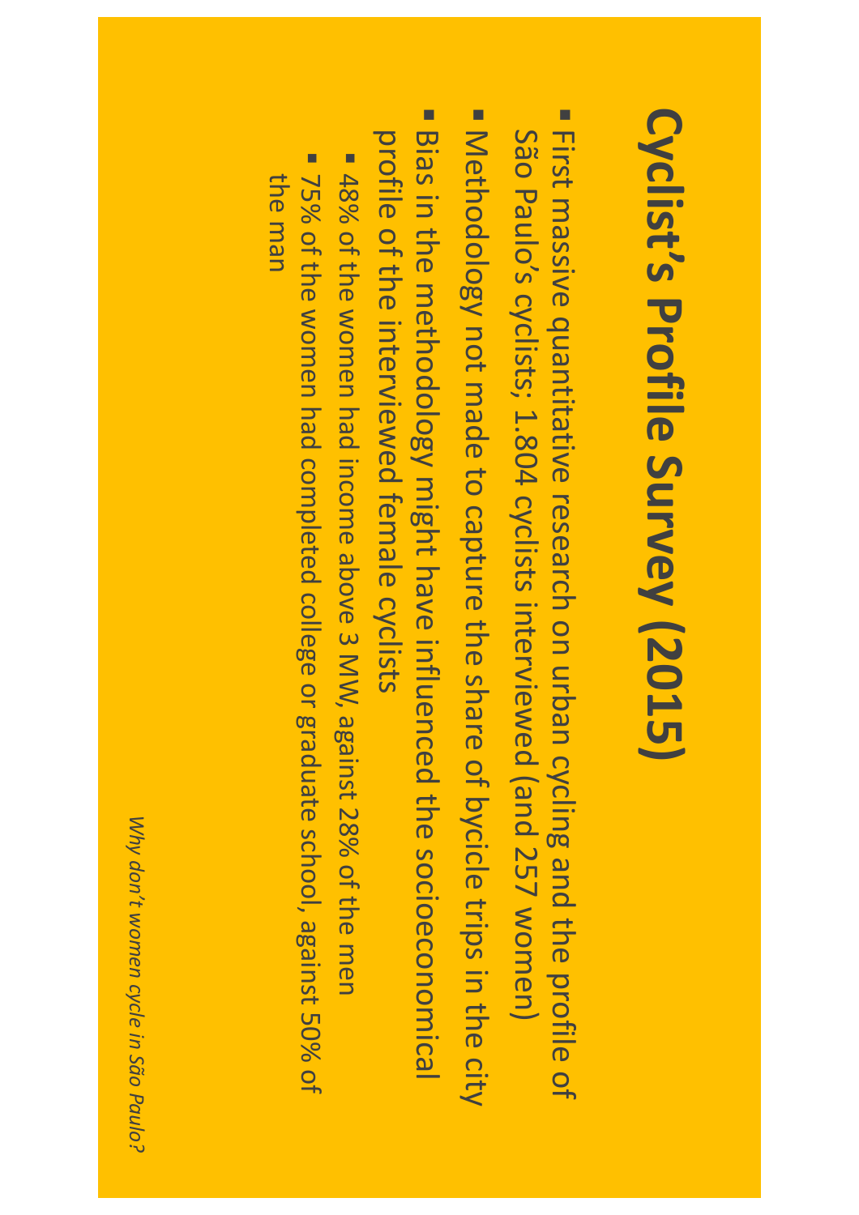# Cyclist's Profile Survey (2015)

- First massive quantitative research on urban cycling and the profile of São Paulo's cyclists; 1.804 cyclists interviewed (and 257 women)
- Methodology not made to capture the share of bycicle trips in the city
- Bias in the methodology might have influenced the socioeconomical profile of the interviewed female cyclists
  - 48% of the women had income above 3 MW, against 28% of the men
  - 75% of the women had completed college or graduate school, against 50% of the man

*Why don't women cycle in São Paulo?*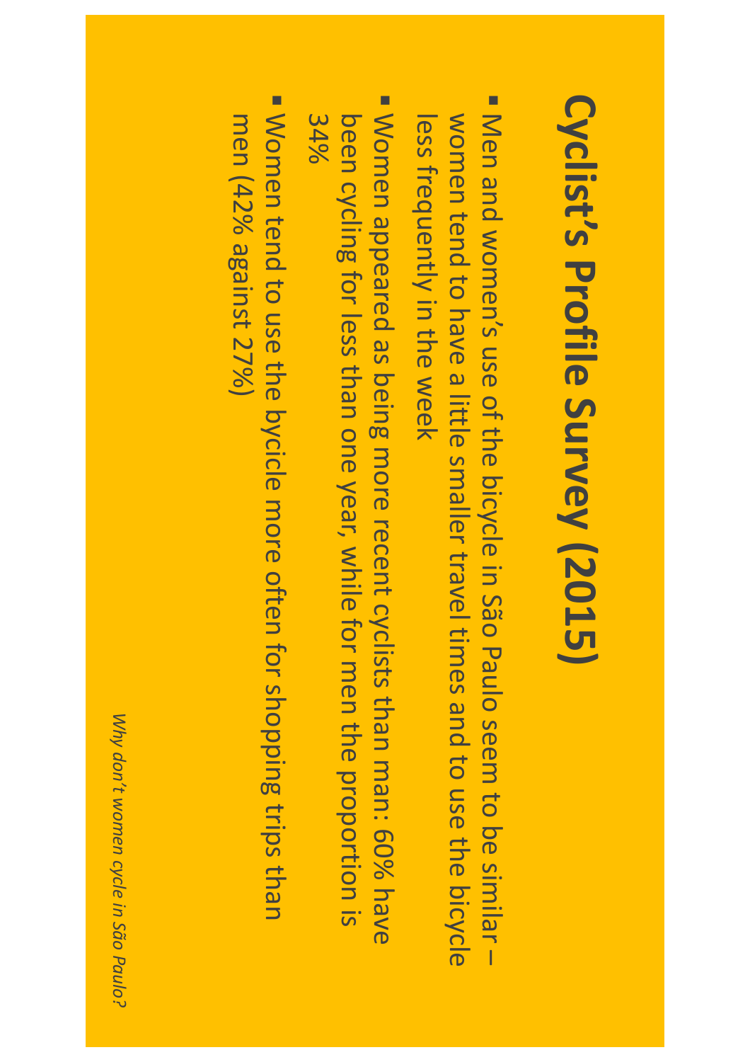# Cyclist's Profile Survey (2015)

- Men and women's use of the bicycle in São Paulo seem to be similar – women tend to have a little smaller travel times and to use the bicycle less frequently in the week
- Women appeared as being more recent cyclists than man: 60% have been cycling for less than one year, while for men the proportion is 34%
- Women tend to use the bycicle more often for shopping trips than men (42% against 27%)

*Why don't women cycle in São Paulo?*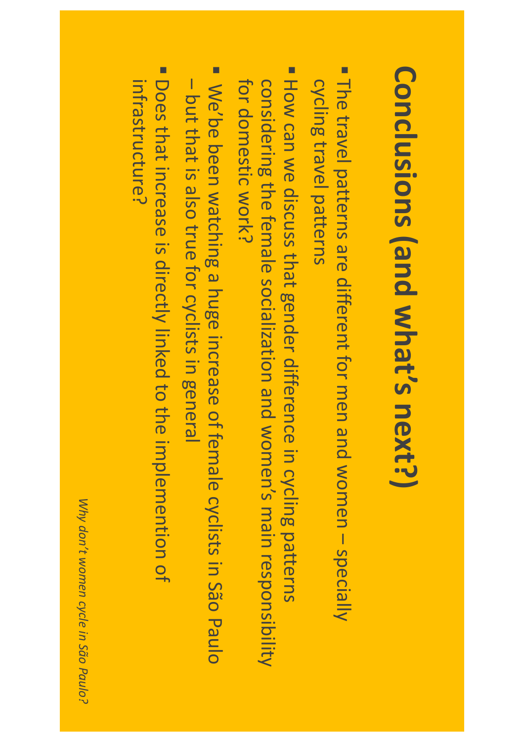# Conclusions (and what's next?)

- The travel patterns are different for men and women – specially cycling travel patterns
- How can we discuss that gender difference in cycling patterns considering the female socialization and women's main responsibility for domestic work?
- We'be been watching a huge increase of female cyclists in São Paulo – but that is also true for cyclists in general
- Does that increase is directly linked to the implemention of infrastructure?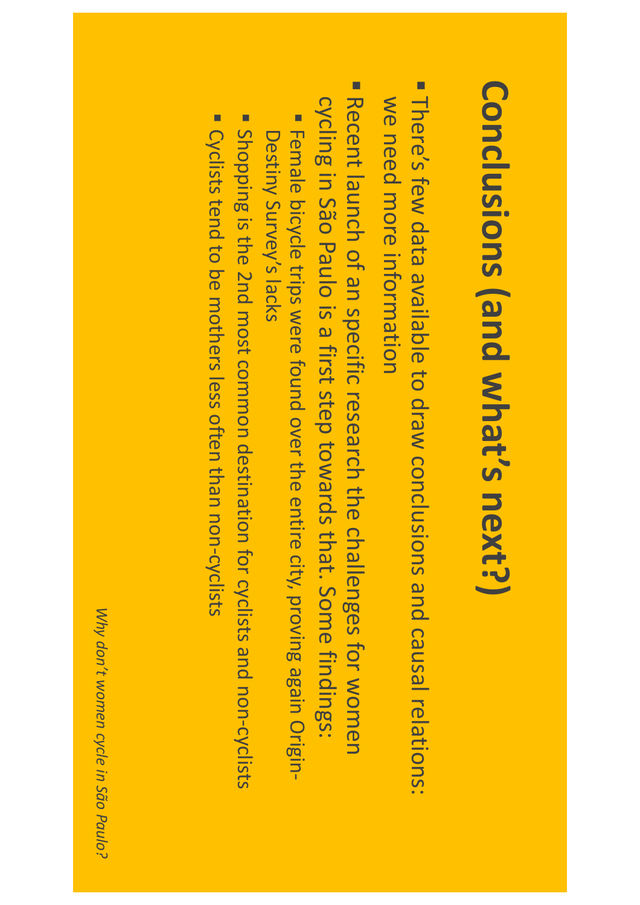# Conclusions (and what's next?)

- There's few data available to draw conclusions and causal relations: we need more information
- Recent launch of an specific research the challenges for women cycling in São Paulo is a first step towards that. Some findings:
  - Female bicycle trips were found over the entire city, proving again Origin-Destiny Survey's lacks
  - Shopping is the 2nd most common destination for cyclists and non-cyclists
  - Cyclists tend to be mothers less often than non-cyclists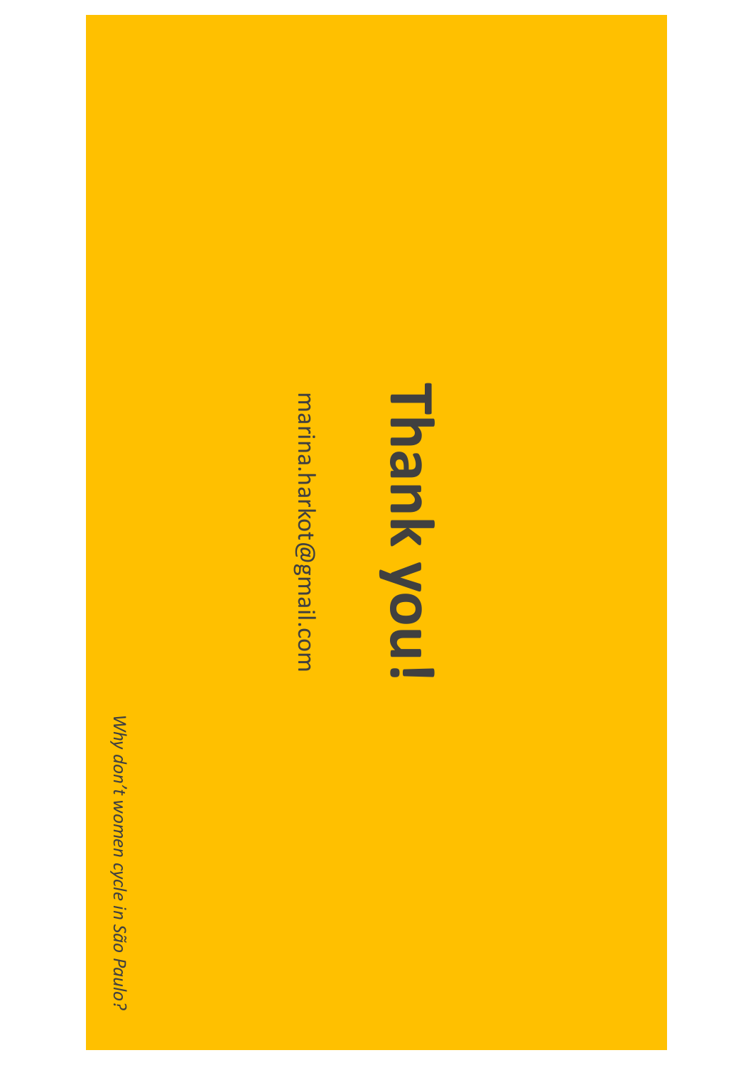# Thank you!

marina.harkot@gmail.com